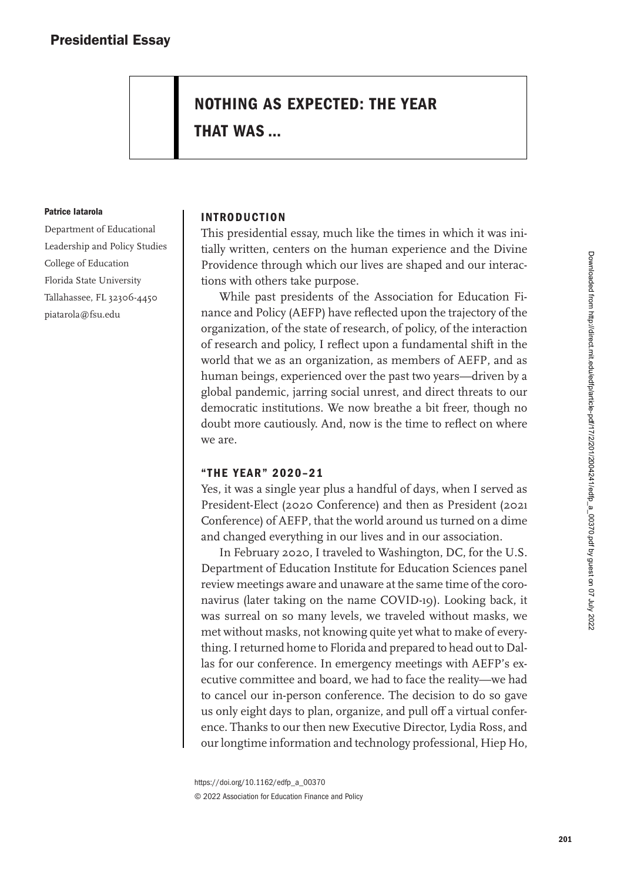Presidential Essay

# NOTHING AS EXPECTED: THE YEAR THAT WAS ...

**Patrice Iatarola**

Department of Educational Leadership and Policy Studies
College of Education
Florida State University
Tallahassee, FL 32306-4450
piatarola@fsu.edu

## INTRODUCTION

This presidential essay, much like the times in which it was initially written, centers on the human experience and the Divine Providence through which our lives are shaped and our interactions with others take purpose.

While past presidents of the Association for Education Finance and Policy (AEFP) have reflected upon the trajectory of the organization, of the state of research, of policy, of the interaction of research and policy, I reflect upon a fundamental shift in the world that we as an organization, as members of AEFP, and as human beings, experienced over the past two years—driven by a global pandemic, jarring social unrest, and direct threats to our democratic institutions. We now breathe a bit freer, though no doubt more cautiously. And, now is the time to reflect on where we are.

## "THE YEAR" 2020–21

Yes, it was a single year plus a handful of days, when I served as President-Elect (2020 Conference) and then as President (2021 Conference) of AEFP, that the world around us turned on a dime and changed everything in our lives and in our association.

In February 2020, I traveled to Washington, DC, for the U.S. Department of Education Institute for Education Sciences panel review meetings aware and unaware at the same time of the coronavirus (later taking on the name COVID-19). Looking back, it was surreal on so many levels, we traveled without masks, we met without masks, not knowing quite yet what to make of everything. I returned home to Florida and prepared to head out to Dallas for our conference. In emergency meetings with AEFP's executive committee and board, we had to face the reality—we had to cancel our in-person conference. The decision to do so gave us only eight days to plan, organize, and pull off a virtual conference. Thanks to our then new Executive Director, Lydia Ross, and our longtime information and technology professional, Hiep Ho,

https://doi.org/10.1162/edfp_a_00370
© 2022 Association for Education Finance and Policy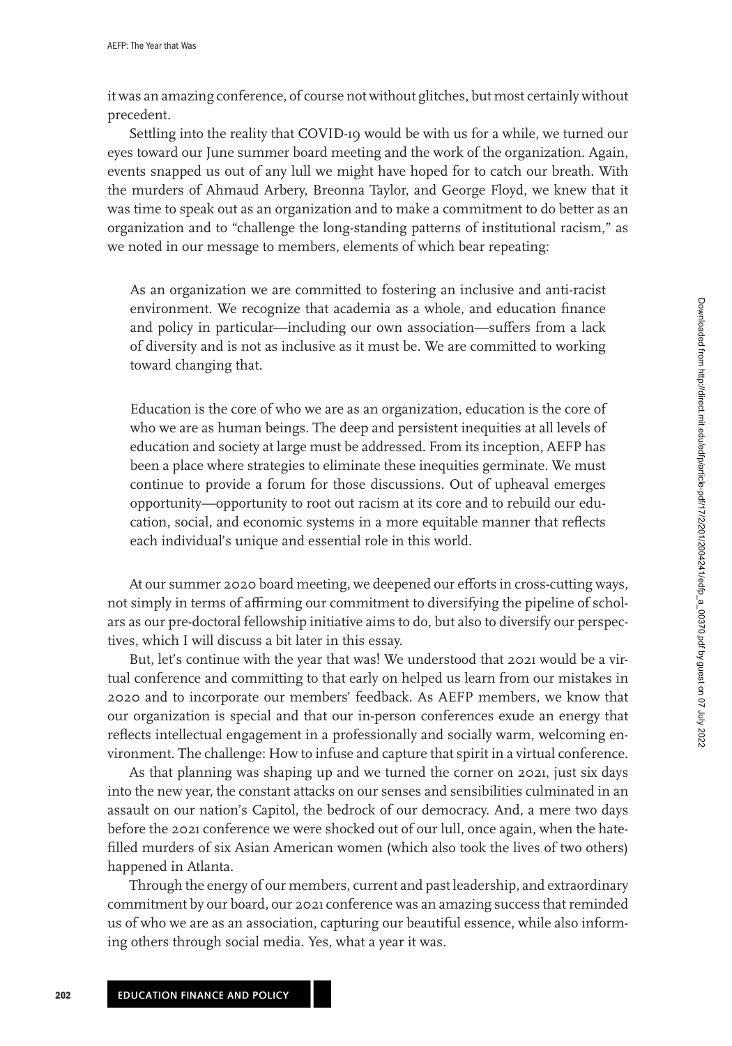it was an amazing conference, of course not without glitches, but most certainly without precedent.

Settling into the reality that COVID-19 would be with us for a while, we turned our eyes toward our June summer board meeting and the work of the organization. Again, events snapped us out of any lull we might have hoped for to catch our breath. With the murders of Ahmaud Arbery, Breonna Taylor, and George Floyd, we knew that it was time to speak out as an organization and to make a commitment to do better as an organization and to "challenge the long-standing patterns of institutional racism," as we noted in our message to members, elements of which bear repeating:

> As an organization we are committed to fostering an inclusive and anti-racist environment. We recognize that academia as a whole, and education finance and policy in particular—including our own association—suffers from a lack of diversity and is not as inclusive as it must be. We are committed to working toward changing that.
>
> Education is the core of who we are as an organization, education is the core of who we are as human beings. The deep and persistent inequities at all levels of education and society at large must be addressed. From its inception, AEFP has been a place where strategies to eliminate these inequities germinate. We must continue to provide a forum for those discussions. Out of upheaval emerges opportunity—opportunity to root out racism at its core and to rebuild our education, social, and economic systems in a more equitable manner that reflects each individual's unique and essential role in this world.

At our summer 2020 board meeting, we deepened our efforts in cross-cutting ways, not simply in terms of affirming our commitment to diversifying the pipeline of scholars as our pre-doctoral fellowship initiative aims to do, but also to diversify our perspectives, which I will discuss a bit later in this essay.

But, let's continue with the year that was! We understood that 2021 would be a virtual conference and committing to that early on helped us learn from our mistakes in 2020 and to incorporate our members' feedback. As AEFP members, we know that our organization is special and that our in-person conferences exude an energy that reflects intellectual engagement in a professionally and socially warm, welcoming environment. The challenge: How to infuse and capture that spirit in a virtual conference.

As that planning was shaping up and we turned the corner on 2021, just six days into the new year, the constant attacks on our senses and sensibilities culminated in an assault on our nation's Capitol, the bedrock of our democracy. And, a mere two days before the 2021 conference we were shocked out of our lull, once again, when the hate-filled murders of six Asian American women (which also took the lives of two others) happened in Atlanta.

Through the energy of our members, current and past leadership, and extraordinary commitment by our board, our 2021 conference was an amazing success that reminded us of who we are as an association, capturing our beautiful essence, while also informing others through social media. Yes, what a year it was.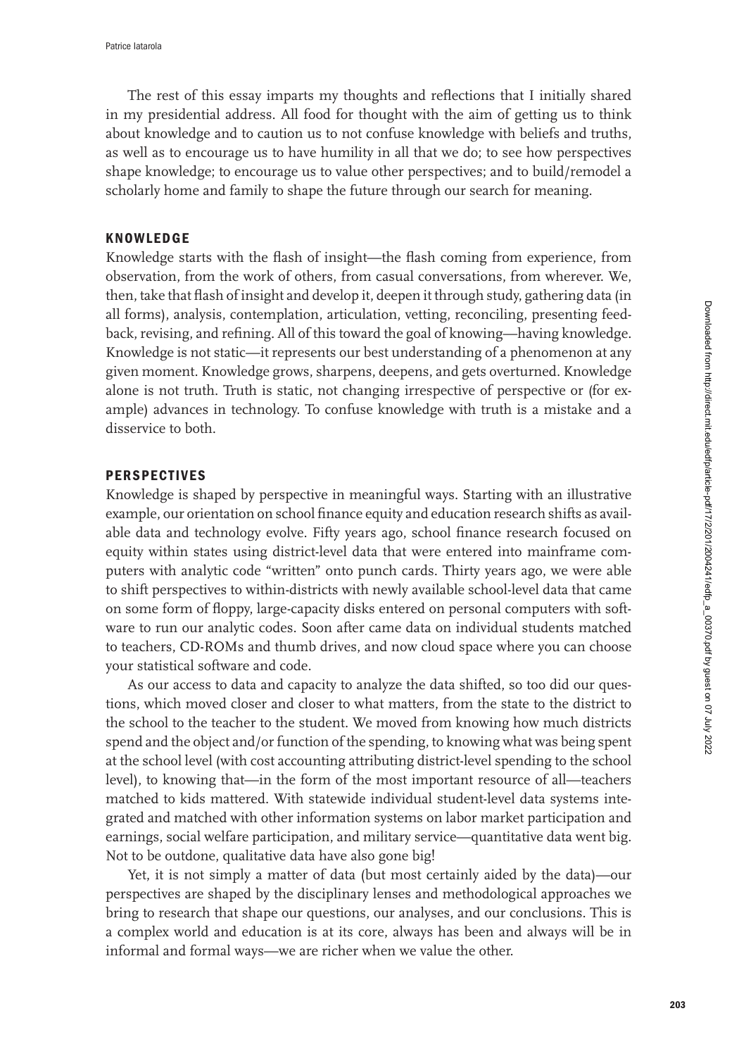The rest of this essay imparts my thoughts and reflections that I initially shared in my presidential address. All food for thought with the aim of getting us to think about knowledge and to caution us to not confuse knowledge with beliefs and truths, as well as to encourage us to have humility in all that we do; to see how perspectives shape knowledge; to encourage us to value other perspectives; and to build/remodel a scholarly home and family to shape the future through our search for meaning.

## KNOWLEDGE

Knowledge starts with the flash of insight—the flash coming from experience, from observation, from the work of others, from casual conversations, from wherever. We, then, take that flash of insight and develop it, deepen it through study, gathering data (in all forms), analysis, contemplation, articulation, vetting, reconciling, presenting feedback, revising, and refining. All of this toward the goal of knowing—having knowledge. Knowledge is not static—it represents our best understanding of a phenomenon at any given moment. Knowledge grows, sharpens, deepens, and gets overturned. Knowledge alone is not truth. Truth is static, not changing irrespective of perspective or (for example) advances in technology. To confuse knowledge with truth is a mistake and a disservice to both.

## PERSPECTIVES

Knowledge is shaped by perspective in meaningful ways. Starting with an illustrative example, our orientation on school finance equity and education research shifts as available data and technology evolve. Fifty years ago, school finance research focused on equity within states using district-level data that were entered into mainframe computers with analytic code "written" onto punch cards. Thirty years ago, we were able to shift perspectives to within-districts with newly available school-level data that came on some form of floppy, large-capacity disks entered on personal computers with software to run our analytic codes. Soon after came data on individual students matched to teachers, CD-ROMs and thumb drives, and now cloud space where you can choose your statistical software and code.

As our access to data and capacity to analyze the data shifted, so too did our questions, which moved closer and closer to what matters, from the state to the district to the school to the teacher to the student. We moved from knowing how much districts spend and the object and/or function of the spending, to knowing what was being spent at the school level (with cost accounting attributing district-level spending to the school level), to knowing that—in the form of the most important resource of all—teachers matched to kids mattered. With statewide individual student-level data systems integrated and matched with other information systems on labor market participation and earnings, social welfare participation, and military service—quantitative data went big. Not to be outdone, qualitative data have also gone big!

Yet, it is not simply a matter of data (but most certainly aided by the data)—our perspectives are shaped by the disciplinary lenses and methodological approaches we bring to research that shape our questions, our analyses, and our conclusions. This is a complex world and education is at its core, always has been and always will be in informal and formal ways—we are richer when we value the other.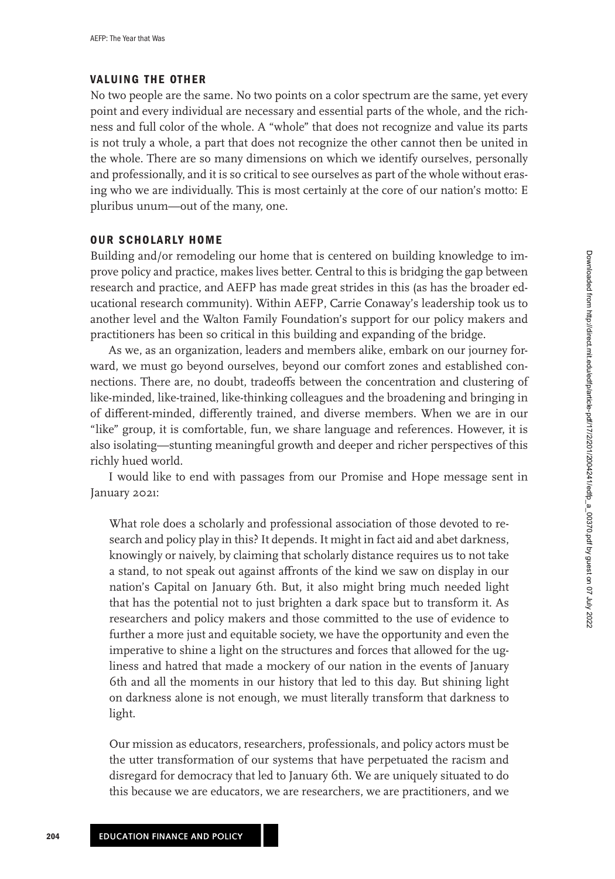## VALUING THE OTHER

No two people are the same. No two points on a color spectrum are the same, yet every point and every individual are necessary and essential parts of the whole, and the richness and full color of the whole. A "whole" that does not recognize and value its parts is not truly a whole, a part that does not recognize the other cannot then be united in the whole. There are so many dimensions on which we identify ourselves, personally and professionally, and it is so critical to see ourselves as part of the whole without erasing who we are individually. This is most certainly at the core of our nation's motto: E pluribus unum—out of the many, one.

## OUR SCHOLARLY HOME

Building and/or remodeling our home that is centered on building knowledge to improve policy and practice, makes lives better. Central to this is bridging the gap between research and practice, and AEFP has made great strides in this (as has the broader educational research community). Within AEFP, Carrie Conaway's leadership took us to another level and the Walton Family Foundation's support for our policy makers and practitioners has been so critical in this building and expanding of the bridge.

As we, as an organization, leaders and members alike, embark on our journey forward, we must go beyond ourselves, beyond our comfort zones and established connections. There are, no doubt, tradeoffs between the concentration and clustering of like-minded, like-trained, like-thinking colleagues and the broadening and bringing in of different-minded, differently trained, and diverse members. When we are in our "like" group, it is comfortable, fun, we share language and references. However, it is also isolating—stunting meaningful growth and deeper and richer perspectives of this richly hued world.

I would like to end with passages from our Promise and Hope message sent in January 2021:

> What role does a scholarly and professional association of those devoted to research and policy play in this? It depends. It might in fact aid and abet darkness, knowingly or naively, by claiming that scholarly distance requires us to not take a stand, to not speak out against affronts of the kind we saw on display in our nation's Capital on January 6th. But, it also might bring much needed light that has the potential not to just brighten a dark space but to transform it. As researchers and policy makers and those committed to the use of evidence to further a more just and equitable society, we have the opportunity and even the imperative to shine a light on the structures and forces that allowed for the ugliness and hatred that made a mockery of our nation in the events of January 6th and all the moments in our history that led to this day. But shining light on darkness alone is not enough, we must literally transform that darkness to light.
>
> Our mission as educators, researchers, professionals, and policy actors must be the utter transformation of our systems that have perpetuated the racism and disregard for democracy that led to January 6th. We are uniquely situated to do this because we are educators, we are researchers, we are practitioners, and we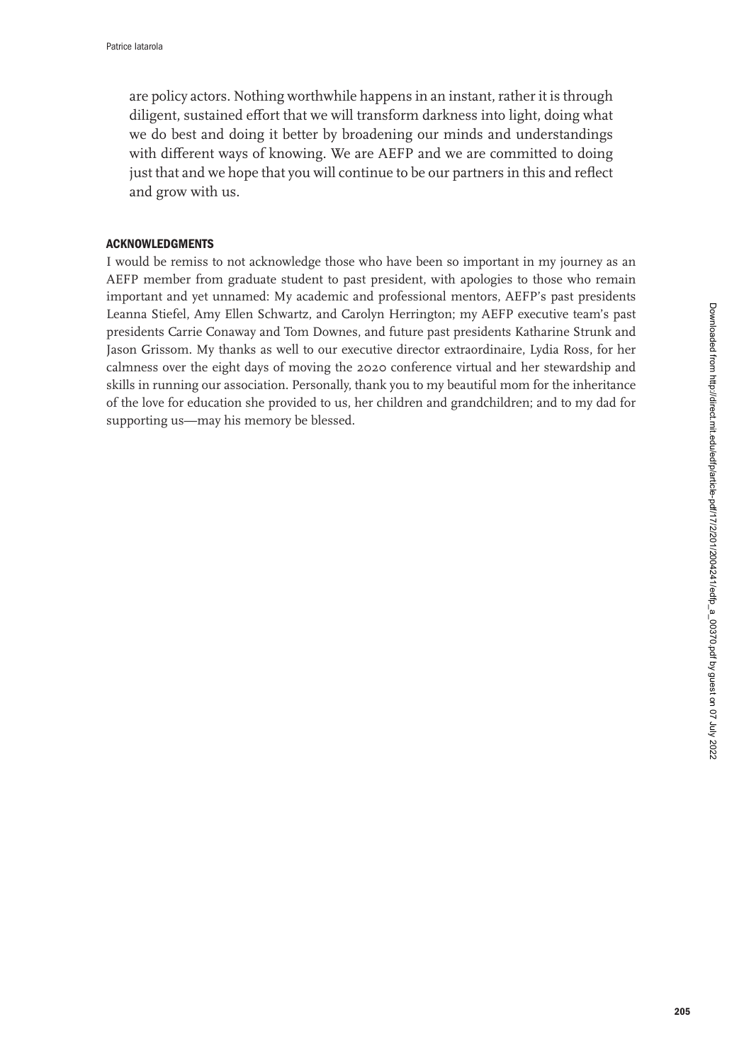are policy actors. Nothing worthwhile happens in an instant, rather it is through diligent, sustained effort that we will transform darkness into light, doing what we do best and doing it better by broadening our minds and understandings with different ways of knowing. We are AEFP and we are committed to doing just that and we hope that you will continue to be our partners in this and reflect and grow with us.

## ACKNOWLEDGMENTS

I would be remiss to not acknowledge those who have been so important in my journey as an AEFP member from graduate student to past president, with apologies to those who remain important and yet unnamed: My academic and professional mentors, AEFP's past presidents Leanna Stiefel, Amy Ellen Schwartz, and Carolyn Herrington; my AEFP executive team's past presidents Carrie Conaway and Tom Downes, and future past presidents Katharine Strunk and Jason Grissom. My thanks as well to our executive director extraordinaire, Lydia Ross, for her calmness over the eight days of moving the 2020 conference virtual and her stewardship and skills in running our association. Personally, thank you to my beautiful mom for the inheritance of the love for education she provided to us, her children and grandchildren; and to my dad for supporting us—may his memory be blessed.